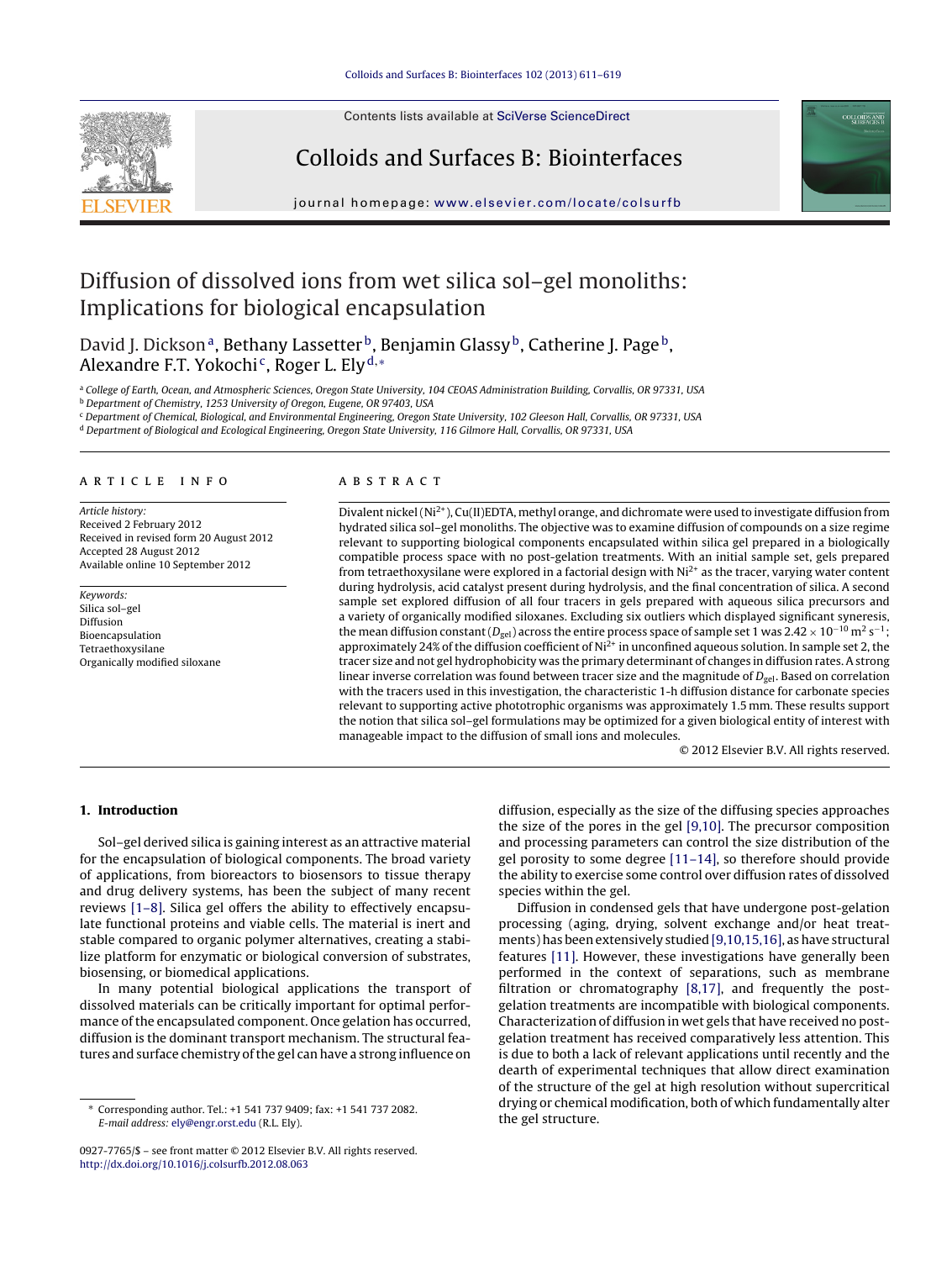# Diffusion of dissolved ions from wet silica sol–gel monoliths: Implications for biological encapsulation

David J. Dickson[a], Bethany Lassetter[b], Benjamin Glassy[b], Catherine J. Page[b], Alexandre F.T. Yokochi[c], Roger L. Ely[d,*]

[a] College of Earth, Ocean, and Atmospheric Sciences, Oregon State University, 104 CEOAS Administration Building, Corvallis, OR 97331, USA
[b] Department of Chemistry, 1253 University of Oregon, Eugene, OR 97403, USA
[c] Department of Chemical, Biological, and Environmental Engineering, Oregon State University, 102 Gleeson Hall, Corvallis, OR 97331, USA
[d] Department of Biological and Ecological Engineering, Oregon State University, 116 Gilmore Hall, Corvallis, OR 97331, USA

## ARTICLE INFO

*Article history:*
Received 2 February 2012
Received in revised form 20 August 2012
Accepted 28 August 2012
Available online 10 September 2012

*Keywords:*
Silica sol–gel
Diffusion
Bioencapsulation
Tetraethoxysilane
Organically modified siloxane

## ABSTRACT

Divalent nickel ($Ni^{2+}$), Cu(II)EDTA, methyl orange, and dichromate were used to investigate diffusion from hydrated silica sol–gel monoliths. The objective was to examine diffusion of compounds on a size regime relevant to supporting biological components encapsulated within silica gel prepared in a biologically compatible process space with no post-gelation treatments. With an initial sample set, gels prepared from tetraethoxysilane were explored in a factorial design with $Ni^{2+}$ as the tracer, varying water content during hydrolysis, acid catalyst present during hydrolysis, and the final concentration of silica. A second sample set explored diffusion of all four tracers in gels prepared with aqueous silica precursors and a variety of organically modified siloxanes. Excluding six outliers which displayed significant syneresis, the mean diffusion constant ($D_{gel}$) across the entire process space of sample set 1 was $2.42 \times 10^{-10}$ $m^2$ $s^{-1}$; approximately 24% of the diffusion coefficient of $Ni^{2+}$ in unconfined aqueous solution. In sample set 2, the tracer size and not gel hydrophobicity was the primary determinant of changes in diffusion rates. A strong linear inverse correlation was found between tracer size and the magnitude of $D_{gel}$. Based on correlation with the tracers used in this investigation, the characteristic 1-h diffusion distance for carbonate species relevant to supporting active phototrophic organisms was approximately 1.5 mm. These results support the notion that silica sol–gel formulations may be optimized for a given biological entity of interest with manageable impact to the diffusion of small ions and molecules.

© 2012 Elsevier B.V. All rights reserved.

## 1. Introduction

Sol–gel derived silica is gaining interest as an attractive material for the encapsulation of biological components. The broad variety of applications, from bioreactors to biosensors to tissue therapy and drug delivery systems, has been the subject of many recent reviews [1–8]. Silica gel offers the ability to effectively encapsulate functional proteins and viable cells. The material is inert and stable compared to organic polymer alternatives, creating a stabilize platform for enzymatic or biological conversion of substrates, biosensing, or biomedical applications.

In many potential biological applications the transport of dissolved materials can be critically important for optimal performance of the encapsulated component. Once gelation has occurred, diffusion is the dominant transport mechanism. The structural features and surface chemistry of the gel can have a strong influence on diffusion, especially as the size of the diffusing species approaches the size of the pores in the gel [9,10]. The precursor composition and processing parameters can control the size distribution of the gel porosity to some degree [11–14], so therefore should provide the ability to exercise some control over diffusion rates of dissolved species within the gel.

Diffusion in condensed gels that have undergone post-gelation processing (aging, drying, solvent exchange and/or heat treatments) has been extensively studied [9,10,15,16], as have structural features [11]. However, these investigations have generally been performed in the context of separations, such as membrane filtration or chromatography [8,17], and frequently the post-gelation treatments are incompatible with biological components. Characterization of diffusion in wet gels that have received no post-gelation treatment has received comparatively less attention. This is due to both a lack of relevant applications until recently and the dearth of experimental techniques that allow direct examination of the structure of the gel at high resolution without supercritical drying or chemical modification, both of which fundamentally alter the gel structure.

* Corresponding author. Tel.: +1 541 737 9409; fax: +1 541 737 2082.
*E-mail address:* ely@engr.orst.edu (R.L. Ely).

0927-7765/$ – see front matter © 2012 Elsevier B.V. All rights reserved.
http://dx.doi.org/10.1016/j.colsurfb.2012.08.063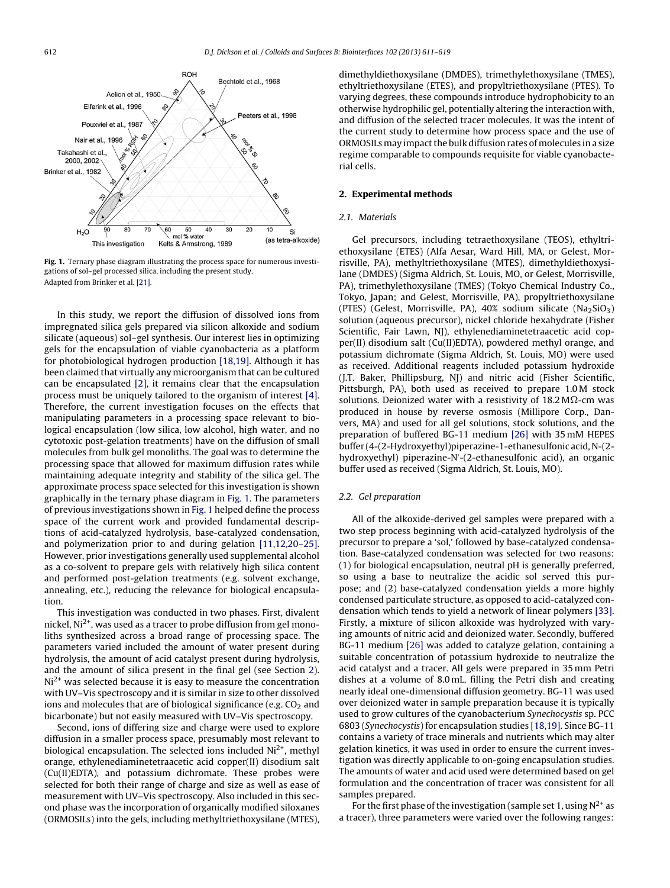Fig. 1. Ternary phase diagram illustrating the process space for numerous investigations of sol–gel processed silica, including the present study.
Adapted from Brinker et al. [21].

In this study, we report the diffusion of dissolved ions from impregnated silica gels prepared via silicon alkoxide and sodium silicate (aqueous) sol–gel synthesis. Our interest lies in optimizing gels for the encapsulation of viable cyanobacteria as a platform for photobiological hydrogen production [18,19]. Although it has been claimed that virtually any microorganism that can be cultured can be encapsulated [2], it remains clear that the encapsulation process must be uniquely tailored to the organism of interest [4]. Therefore, the current investigation focuses on the effects that manipulating parameters in a processing space relevant to biological encapsulation (low silica, low alcohol, high water, and no cytotoxic post-gelation treatments) have on the diffusion of small molecules from bulk gel monoliths. The goal was to determine the processing space that allowed for maximum diffusion rates while maintaining adequate integrity and stability of the silica gel. The approximate process space selected for this investigation is shown graphically in the ternary phase diagram in Fig. 1. The parameters of previous investigations shown in Fig. 1 helped define the process space of the current work and provided fundamental descriptions of acid-catalyzed hydrolysis, base-catalyzed condensation, and polymerization prior to and during gelation [11,12,20–25]. However, prior investigations generally used supplemental alcohol as a co-solvent to prepare gels with relatively high silica content and performed post-gelation treatments (e.g. solvent exchange, annealing, etc.), reducing the relevance for biological encapsulation.

This investigation was conducted in two phases. First, divalent nickel, $Ni^{2+}$, was used as a tracer to probe diffusion from gel monoliths synthesized across a broad range of processing space. The parameters varied included the amount of water present during hydrolysis, the amount of acid catalyst present during hydrolysis, and the amount of silica present in the final gel (see Section 2). $Ni^{2+}$ was selected because it is easy to measure the concentration with UV–Vis spectroscopy and it is similar in size to other dissolved ions and molecules that are of biological significance (e.g. $CO_2$ and bicarbonate) but not easily measured with UV–Vis spectroscopy.

Second, ions of differing size and charge were used to explore diffusion in a smaller process space, presumably most relevant to biological encapsulation. The selected ions included $Ni^{2+}$, methyl orange, ethylenediaminetetraacetic acid copper(II) disodium salt (Cu(II)EDTA), and potassium dichromate. These probes were selected for both their range of charge and size as well as ease of measurement with UV–Vis spectroscopy. Also included in this second phase was the incorporation of organically modified siloxanes (ORMOSILs) into the gels, including methyltriethoxysilane (MTES), dimethyldiethoxysilane (DMDES), trimethylethoxysilane (TMES), ethyltriethoxysilane (ETES), and propyltriethoxysilane (PTES). To varying degrees, these compounds introduce hydrophobicity to an otherwise hydrophilic gel, potentially altering the interaction with, and diffusion of the selected tracer molecules. It was the intent of the current study to determine how process space and the use of ORMOSILs may impact the bulk diffusion rates of molecules in a size regime comparable to compounds requisite for viable cyanobacterial cells.

## 2. Experimental methods

### 2.1. Materials

Gel precursors, including tetraethoxysilane (TEOS), ethyltriethoxysilane (ETES) (Alfa Aesar, Ward Hill, MA, or Gelest, Morrisville, PA), methyltriethoxysilane (MTES), dimethyldiethoxysilane (DMDES) (Sigma Aldrich, St. Louis, MO, or Gelest, Morrisville, PA), trimethylethoxysilane (TMES) (Tokyo Chemical Industry Co., Tokyo, Japan; and Gelest, Morrisville, PA), propyltriethoxysilane (PTES) (Gelest, Morrisville, PA), 40% sodium silicate ($Na_2SiO_3$) solution (aqueous precursor), nickel chloride hexahydrate (Fisher Scientific, Fair Lawn, NJ), ethylenediaminetetraacetic acid copper(II) disodium salt (Cu(II)EDTA), powdered methyl orange, and potassium dichromate (Sigma Aldrich, St. Louis, MO) were used as received. Additional reagents included potassium hydroxide (J.T. Baker, Phillipsburg, NJ) and nitric acid (Fisher Scientific, Pittsburgh, PA), both used as received to prepare 1.0 M stock solutions. Deionized water with a resistivity of 18.2 MΩ-cm was produced in house by reverse osmosis (Millipore Corp., Danvers, MA) and used for all gel solutions, stock solutions, and the preparation of buffered BG-11 medium [26] with 35 mM HEPES buffer (4-(2-Hydroxyethyl)piperazine-1-ethanesulfonic acid, N-(2-hydroxyethyl) piperazine-N′-(2-ethanesulfonic acid), an organic buffer used as received (Sigma Aldrich, St. Louis, MO).

### 2.2. Gel preparation

All of the alkoxide-derived gel samples were prepared with a two step process beginning with acid-catalyzed hydrolysis of the precursor to prepare a 'sol,' followed by base-catalyzed condensation. Base-catalyzed condensation was selected for two reasons: (1) for biological encapsulation, neutral pH is generally preferred, so using a base to neutralize the acidic sol served this purpose; and (2) base-catalyzed condensation yields a more highly condensed particulate structure, as opposed to acid-catalyzed condensation which tends to yield a network of linear polymers [33]. Firstly, a mixture of silicon alkoxide was hydrolyzed with varying amounts of nitric acid and deionized water. Secondly, buffered BG-11 medium [26] was added to catalyze gelation, containing a suitable concentration of potassium hydroxide to neutralize the acid catalyst and a tracer. All gels were prepared in 35 mm Petri dishes at a volume of 8.0 mL, filling the Petri dish and creating nearly ideal one-dimensional diffusion geometry. BG-11 was used over deionized water in sample preparation because it is typically used to grow cultures of the cyanobacterium *Synechocystis* sp. PCC 6803 (*Synechocystis*) for encapsulation studies [18,19]. Since BG-11 contains a variety of trace minerals and nutrients which may alter gelation kinetics, it was used in order to ensure the current investigation was directly applicable to on-going encapsulation studies. The amounts of water and acid used were determined based on gel formulation and the concentration of tracer was consistent for all samples prepared.

For the first phase of the investigation (sample set 1, using $N^{2+}$ as a tracer), three parameters were varied over the following ranges: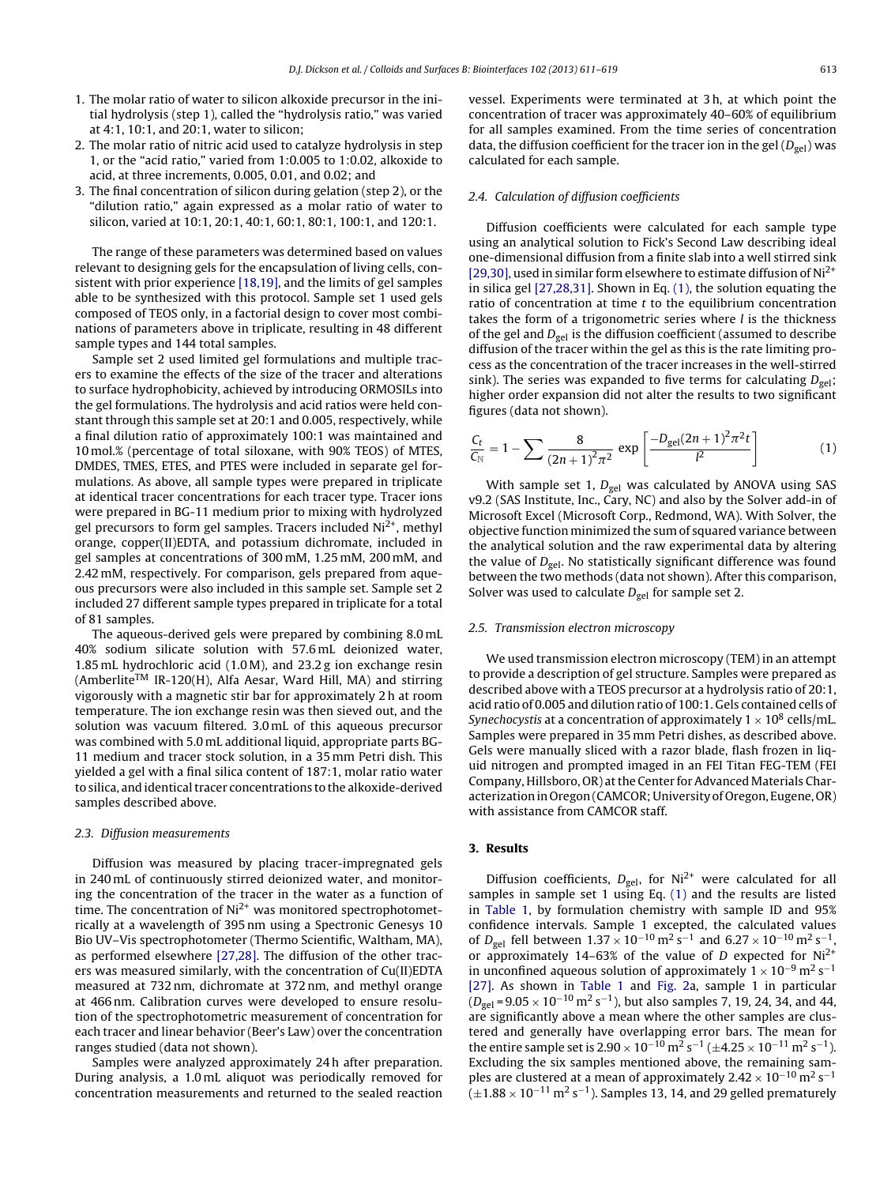1. The molar ratio of water to silicon alkoxide precursor in the initial hydrolysis (step 1), called the "hydrolysis ratio," was varied at 4:1, 10:1, and 20:1, water to silicon;
2. The molar ratio of nitric acid used to catalyze hydrolysis in step 1, or the "acid ratio," varied from 1:0.005 to 1:0.02, alkoxide to acid, at three increments, 0.005, 0.01, and 0.02; and
3. The final concentration of silicon during gelation (step 2), or the "dilution ratio," again expressed as a molar ratio of water to silicon, varied at 10:1, 20:1, 40:1, 60:1, 80:1, 100:1, and 120:1.

The range of these parameters was determined based on values relevant to designing gels for the encapsulation of living cells, consistent with prior experience [18,19], and the limits of gel samples able to be synthesized with this protocol. Sample set 1 used gels composed of TEOS only, in a factorial design to cover most combinations of parameters above in triplicate, resulting in 48 different sample types and 144 total samples.

Sample set 2 used limited gel formulations and multiple tracers to examine the effects of the size of the tracer and alterations to surface hydrophobicity, achieved by introducing ORMOSILs into the gel formulations. The hydrolysis and acid ratios were held constant through this sample set at 20:1 and 0.005, respectively, while a final dilution ratio of approximately 100:1 was maintained and 10 mol.% (percentage of total siloxane, with 90% TEOS) of MTES, DMDES, TMES, ETES, and PTES were included in separate gel formulations. As above, all sample types were prepared in triplicate at identical tracer concentrations for each tracer type. Tracer ions were prepared in BG-11 medium prior to mixing with hydrolyzed gel precursors to form gel samples. Tracers included $Ni^{2+}$, methyl orange, copper(II)EDTA, and potassium dichromate, included in gel samples at concentrations of 300 mM, 1.25 mM, 200 mM, and 2.42 mM, respectively. For comparison, gels prepared from aqueous precursors were also included in this sample set. Sample set 2 included 27 different sample types prepared in triplicate for a total of 81 samples.

The aqueous-derived gels were prepared by combining 8.0 mL 40% sodium silicate solution with 57.6 mL deionized water, 1.85 mL hydrochloric acid (1.0 M), and 23.2 g ion exchange resin (Amberlite™ IR-120(H), Alfa Aesar, Ward Hill, MA) and stirring vigorously with a magnetic stir bar for approximately 2 h at room temperature. The ion exchange resin was then sieved out, and the solution was vacuum filtered. 3.0 mL of this aqueous precursor was combined with 5.0 mL additional liquid, appropriate parts BG-11 medium and tracer stock solution, in a 35 mm Petri dish. This yielded a gel with a final silica content of 187:1, molar ratio water to silica, and identical tracer concentrations to the alkoxide-derived samples described above.

### 2.3. Diffusion measurements

Diffusion was measured by placing tracer-impregnated gels in 240 mL of continuously stirred deionized water, and monitoring the concentration of the tracer in the water as a function of time. The concentration of $Ni^{2+}$ was monitored spectrophotometrically at a wavelength of 395 nm using a Spectronic Genesys 10 Bio UV–Vis spectrophotometer (Thermo Scientific, Waltham, MA), as performed elsewhere [27,28]. The diffusion of the other tracers was measured similarly, with the concentration of Cu(II)EDTA measured at 732 nm, dichromate at 372 nm, and methyl orange at 466 nm. Calibration curves were developed to ensure resolution of the spectrophotometric measurement of concentration for each tracer and linear behavior (Beer's Law) over the concentration ranges studied (data not shown).

Samples were analyzed approximately 24 h after preparation. During analysis, a 1.0 mL aliquot was periodically removed for concentration measurements and returned to the sealed reaction vessel. Experiments were terminated at 3 h, at which point the concentration of tracer was approximately 40–60% of equilibrium for all samples examined. From the time series of concentration data, the diffusion coefficient for the tracer ion in the gel ($D_{gel}$) was calculated for each sample.

### 2.4. Calculation of diffusion coefficients

Diffusion coefficients were calculated for each sample type using an analytical solution to Fick's Second Law describing ideal one-dimensional diffusion from a finite slab into a well stirred sink [29,30], used in similar form elsewhere to estimate diffusion of $Ni^{2+}$ in silica gel [27,28,31]. Shown in Eq. (1), the solution equating the ratio of concentration at time $t$ to the equilibrium concentration takes the form of a trigonometric series where $l$ is the thickness of the gel and $D_{gel}$ is the diffusion coefficient (assumed to describe diffusion of the tracer within the gel as this is the rate limiting process as the concentration of the tracer increases in the well-stirred sink). The series was expanded to five terms for calculating $D_{gel}$; higher order expansion did not alter the results to two significant figures (data not shown).

$$\frac{C_t}{C_{\mathbb{N}}} = 1 - \sum \frac{8}{(2n+1)^2\pi^2} \exp\left[\frac{-D_{gel}(2n+1)^2\pi^2 t}{l^2}\right] \quad (1)$$

With sample set 1, $D_{gel}$ was calculated by ANOVA using SAS v9.2 (SAS Institute, Inc., Cary, NC) and also by the Solver add-in of Microsoft Excel (Microsoft Corp., Redmond, WA). With Solver, the objective function minimized the sum of squared variance between the analytical solution and the raw experimental data by altering the value of $D_{gel}$. No statistically significant difference was found between the two methods (data not shown). After this comparison, Solver was used to calculate $D_{gel}$ for sample set 2.

### 2.5. Transmission electron microscopy

We used transmission electron microscopy (TEM) in an attempt to provide a description of gel structure. Samples were prepared as described above with a TEOS precursor at a hydrolysis ratio of 20:1, acid ratio of 0.005 and dilution ratio of 100:1. Gels contained cells of *Synechocystis* at a concentration of approximately $1 \times 10^8$ cells/mL. Samples were prepared in 35 mm Petri dishes, as described above. Gels were manually sliced with a razor blade, flash frozen in liquid nitrogen and prompted imaged in an FEI Titan FEG-TEM (FEI Company, Hillsboro, OR) at the Center for Advanced Materials Characterization in Oregon (CAMCOR; University of Oregon, Eugene, OR) with assistance from CAMCOR staff.

## 3. Results

Diffusion coefficients, $D_{gel}$, for $Ni^{2+}$ were calculated for all samples in sample set 1 using Eq. (1) and the results are listed in Table 1, by formulation chemistry with sample ID and 95% confidence intervals. Sample 1 excepted, the calculated values of $D_{gel}$ fell between $1.37 \times 10^{-10}\,m^2\,s^{-1}$ and $6.27 \times 10^{-10}\,m^2\,s^{-1}$, or approximately 14–63% of the value of $D$ expected for $Ni^{2+}$ in unconfined aqueous solution of approximately $1 \times 10^{-9}\,m^2\,s^{-1}$ [27]. As shown in Table 1 and Fig. 2a, sample 1 in particular ($D_{gel} = 9.05 \times 10^{-10}\,m^2\,s^{-1}$), but also samples 7, 19, 24, 34, and 44, are significantly above a mean where the other samples are clustered and generally have overlapping error bars. The mean for the entire sample set is $2.90 \times 10^{-10}\,m^2\,s^{-1}$ ($\pm 4.25 \times 10^{-11}\,m^2\,s^{-1}$). Excluding the six samples mentioned above, the remaining samples are clustered at a mean of approximately $2.42 \times 10^{-10}\,m^2\,s^{-1}$ ($\pm 1.88 \times 10^{-11}\,m^2\,s^{-1}$). Samples 13, 14, and 29 gelled prematurely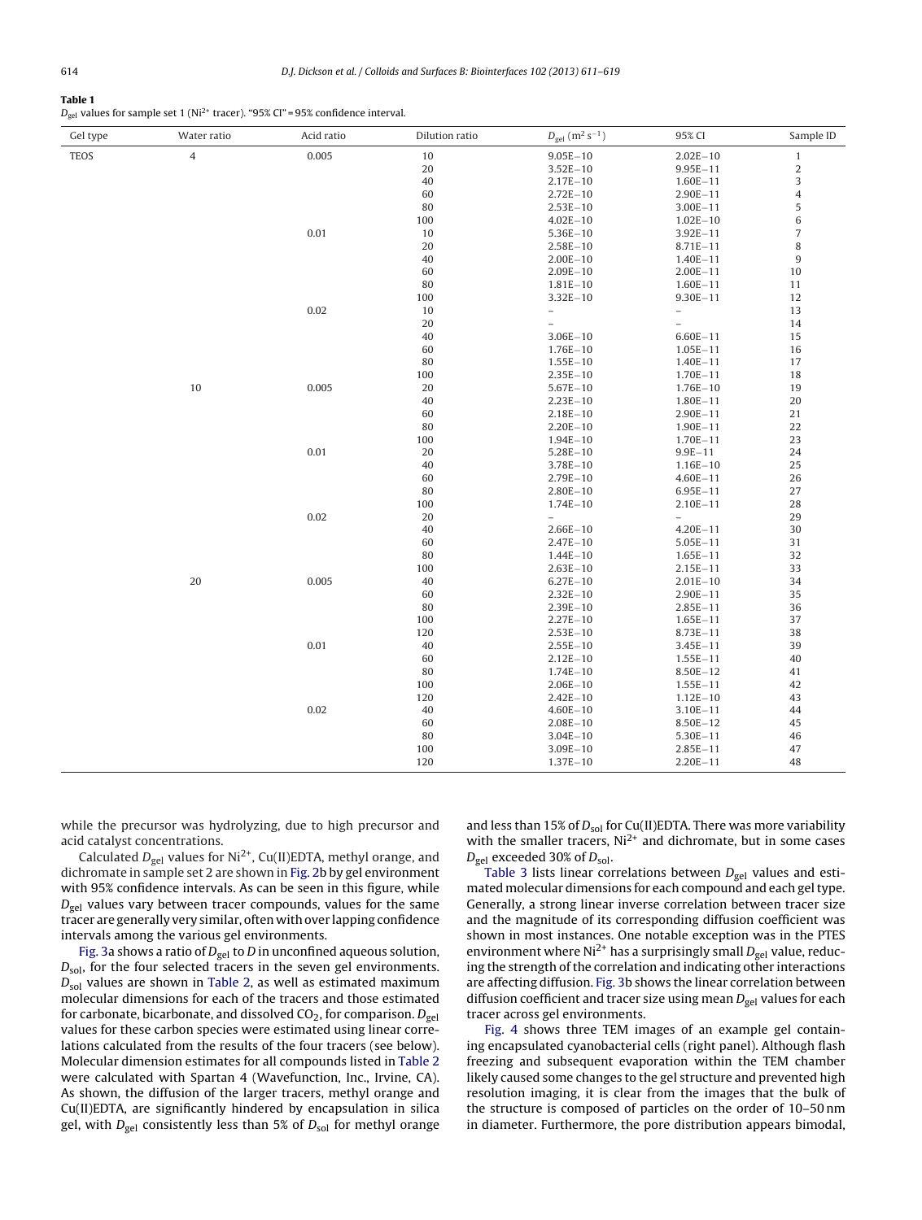**Table 1**
$D_{gel}$ values for sample set 1 ($Ni^{2+}$ tracer). "95% CI" = 95% confidence interval.

| Gel type | Water ratio | Acid ratio | Dilution ratio | $D_{gel}$ ($m^2 s^{-1}$) | 95% CI | Sample ID |
|---|---|---|---|---|---|---|
| TEOS | 4 | 0.005 | 10 | 9.05E−10 | 2.02E−10 | 1 |
| | | | 20 | 3.52E−10 | 9.95E−11 | 2 |
| | | | 40 | 2.17E−10 | 1.60E−11 | 3 |
| | | | 60 | 2.72E−10 | 2.90E−11 | 4 |
| | | | 80 | 2.53E−10 | 3.00E−11 | 5 |
| | | | 100 | 4.02E−10 | 1.02E−10 | 6 |
| | | 0.01 | 10 | 5.36E−10 | 3.92E−11 | 7 |
| | | | 20 | 2.58E−10 | 8.71E−11 | 8 |
| | | | 40 | 2.00E−10 | 1.40E−11 | 9 |
| | | | 60 | 2.09E−10 | 2.00E−11 | 10 |
| | | | 80 | 1.81E−10 | 1.60E−11 | 11 |
| | | | 100 | 3.32E−10 | 9.30E−11 | 12 |
| | | 0.02 | 10 | – | – | 13 |
| | | | 20 | – | – | 14 |
| | | | 40 | 3.06E−10 | 6.60E−11 | 15 |
| | | | 60 | 1.76E−10 | 1.05E−11 | 16 |
| | | | 80 | 1.55E−10 | 1.40E−11 | 17 |
| | | | 100 | 2.35E−10 | 1.70E−11 | 18 |
| | 10 | 0.005 | 20 | 5.67E−10 | 1.76E−10 | 19 |
| | | | 40 | 2.23E−10 | 1.80E−11 | 20 |
| | | | 60 | 2.18E−10 | 2.90E−11 | 21 |
| | | | 80 | 2.20E−10 | 1.90E−11 | 22 |
| | | | 100 | 1.94E−10 | 1.70E−11 | 23 |
| | | 0.01 | 20 | 5.28E−10 | 9.9E−11 | 24 |
| | | | 40 | 3.78E−10 | 1.16E−10 | 25 |
| | | | 60 | 2.79E−10 | 4.60E−11 | 26 |
| | | | 80 | 2.80E−10 | 6.95E−11 | 27 |
| | | | 100 | 1.74E−10 | 2.10E−11 | 28 |
| | | 0.02 | 20 | – | – | 29 |
| | | | 40 | 2.66E−10 | 4.20E−11 | 30 |
| | | | 60 | 2.47E−10 | 5.05E−11 | 31 |
| | | | 80 | 1.44E−10 | 1.65E−11 | 32 |
| | | | 100 | 2.63E−10 | 2.15E−11 | 33 |
| | 20 | 0.005 | 40 | 6.27E−10 | 2.01E−10 | 34 |
| | | | 60 | 2.32E−10 | 2.90E−11 | 35 |
| | | | 80 | 2.39E−10 | 2.85E−11 | 36 |
| | | | 100 | 2.27E−10 | 1.65E−11 | 37 |
| | | | 120 | 2.53E−10 | 8.73E−11 | 38 |
| | | 0.01 | 40 | 2.55E−10 | 3.45E−11 | 39 |
| | | | 60 | 2.12E−10 | 1.55E−11 | 40 |
| | | | 80 | 1.74E−10 | 8.50E−12 | 41 |
| | | | 100 | 2.06E−10 | 1.55E−11 | 42 |
| | | | 120 | 2.42E−10 | 1.12E−10 | 43 |
| | | 0.02 | 40 | 4.60E−10 | 3.10E−11 | 44 |
| | | | 60 | 2.08E−10 | 8.50E−12 | 45 |
| | | | 80 | 3.04E−10 | 5.30E−11 | 46 |
| | | | 100 | 3.09E−10 | 2.85E−11 | 47 |
| | | | 120 | 1.37E−10 | 2.20E−11 | 48 |

while the precursor was hydrolyzing, due to high precursor and acid catalyst concentrations.

Calculated $D_{gel}$ values for $Ni^{2+}$, Cu(II)EDTA, methyl orange, and dichromate in sample set 2 are shown in Fig. 2b by gel environment with 95% confidence intervals. As can be seen in this figure, while $D_{gel}$ values vary between tracer compounds, values for the same tracer are generally very similar, often with over lapping confidence intervals among the various gel environments.

Fig. 3a shows a ratio of $D_{gel}$ to $D$ in unconfined aqueous solution, $D_{sol}$, for the four selected tracers in the seven gel environments. $D_{sol}$ values are shown in Table 2, as well as estimated maximum molecular dimensions for each of the tracers and those estimated for carbonate, bicarbonate, and dissolved $CO_2$, for comparison. $D_{gel}$ values for these carbon species were estimated using linear correlations calculated from the results of the four tracers (see below). Molecular dimension estimates for all compounds listed in Table 2 were calculated with Spartan 4 (Wavefunction, Inc., Irvine, CA). As shown, the diffusion of the larger tracers, methyl orange and Cu(II)EDTA, are significantly hindered by encapsulation in silica gel, with $D_{gel}$ consistently less than 5% of $D_{sol}$ for methyl orange and less than 15% of $D_{sol}$ for Cu(II)EDTA. There was more variability with the smaller tracers, $Ni^{2+}$ and dichromate, but in some cases $D_{gel}$ exceeded 30% of $D_{sol}$.

Table 3 lists linear correlations between $D_{gel}$ values and estimated molecular dimensions for each compound and each gel type. Generally, a strong linear inverse correlation between tracer size and the magnitude of its corresponding diffusion coefficient was shown in most instances. One notable exception was in the PTES environment where $Ni^{2+}$ has a surprisingly small $D_{gel}$ value, reducing the strength of the correlation and indicating other interactions are affecting diffusion. Fig. 3b shows the linear correlation between diffusion coefficient and tracer size using mean $D_{gel}$ values for each tracer across gel environments.

Fig. 4 shows three TEM images of an example gel containing encapsulated cyanobacterial cells (right panel). Although flash freezing and subsequent evaporation within the TEM chamber likely caused some changes to the gel structure and prevented high resolution imaging, it is clear from the images that the bulk of the structure is composed of particles on the order of 10–50 nm in diameter. Furthermore, the pore distribution appears bimodal,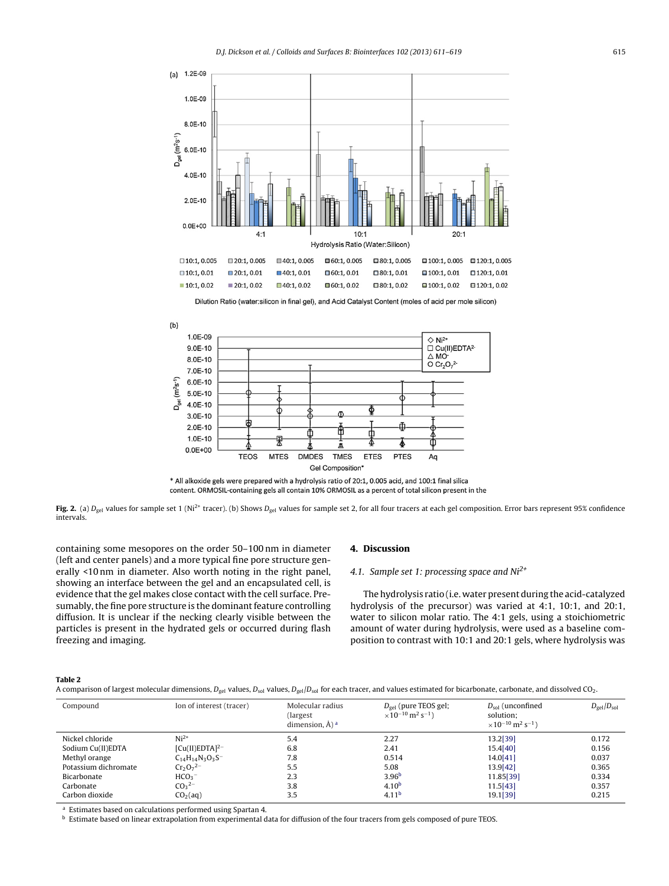**Fig. 2.** (a) $D_{gel}$ values for sample set 1 ($Ni^{2+}$ tracer). (b) Shows $D_{gel}$ values for sample set 2, for all four tracers at each gel composition. Error bars represent 95% confidence intervals.

containing some mesopores on the order 50–100 nm in diameter (left and center panels) and a more typical fine pore structure generally <10 nm in diameter. Also worth noting in the right panel, showing an interface between the gel and an encapsulated cell, is evidence that the gel makes close contact with the cell surface. Presumably, the fine pore structure is the dominant feature controlling diffusion. It is unclear if the necking clearly visible between the particles is present in the hydrated gels or occurred during flash freezing and imaging.

## 4. Discussion

### 4.1. Sample set 1: processing space and $Ni^{2+}$

The hydrolysis ratio (i.e. water present during the acid-catalyzed hydrolysis of the precursor) was varied at 4:1, 10:1, and 20:1, water to silicon molar ratio. The 4:1 gels, using a stoichiometric amount of water during hydrolysis, were used as a baseline composition to contrast with 10:1 and 20:1 gels, where hydrolysis was

**Table 2**
A comparison of largest molecular dimensions, $D_{gel}$ values, $D_{sol}$ values, $D_{gel}/D_{sol}$ for each tracer, and values estimated for bicarbonate, carbonate, and dissolved $CO_2$.

| Compound | Ion of interest (tracer) | Molecular radius (largest dimension, Å) [a] | $D_{gel}$ (pure TEOS gel; $\times10^{-10}$ m$^2$ s$^{-1}$) | $D_{sol}$ (unconfined solution; $\times10^{-10}$ m$^2$ s$^{-1}$) | $D_{gel}/D_{sol}$ |
|---|---|---|---|---|---|
| Nickel chloride | $Ni^{2+}$ | 5.4 | 2.27 | 13.2[39] | 0.172 |
| Sodium Cu(II)EDTA | $[Cu(II)EDTA]^{2-}$ | 6.8 | 2.41 | 15.4[40] | 0.156 |
| Methyl orange | $C_{14}H_{14}N_3O_3S^-$ | 7.8 | 0.514 | 14.0[41] | 0.037 |
| Potassium dichromate | $Cr_2O_7^{2-}$ | 5.5 | 5.08 | 13.9[42] | 0.365 |
| Bicarbonate | $HCO_3^-$ | 2.3 | 3.96[b] | 11.85[39] | 0.334 |
| Carbonate | $CO_3^{2-}$ | 3.8 | 4.10[b] | 11.5[43] | 0.357 |
| Carbon dioxide | $CO_2$(aq) | 3.5 | 4.11[b] | 19.1[39] | 0.215 |

[a] Estimates based on calculations performed using Spartan 4.
[b] Estimate based on linear extrapolation from experimental data for diffusion of the four tracers from gels composed of pure TEOS.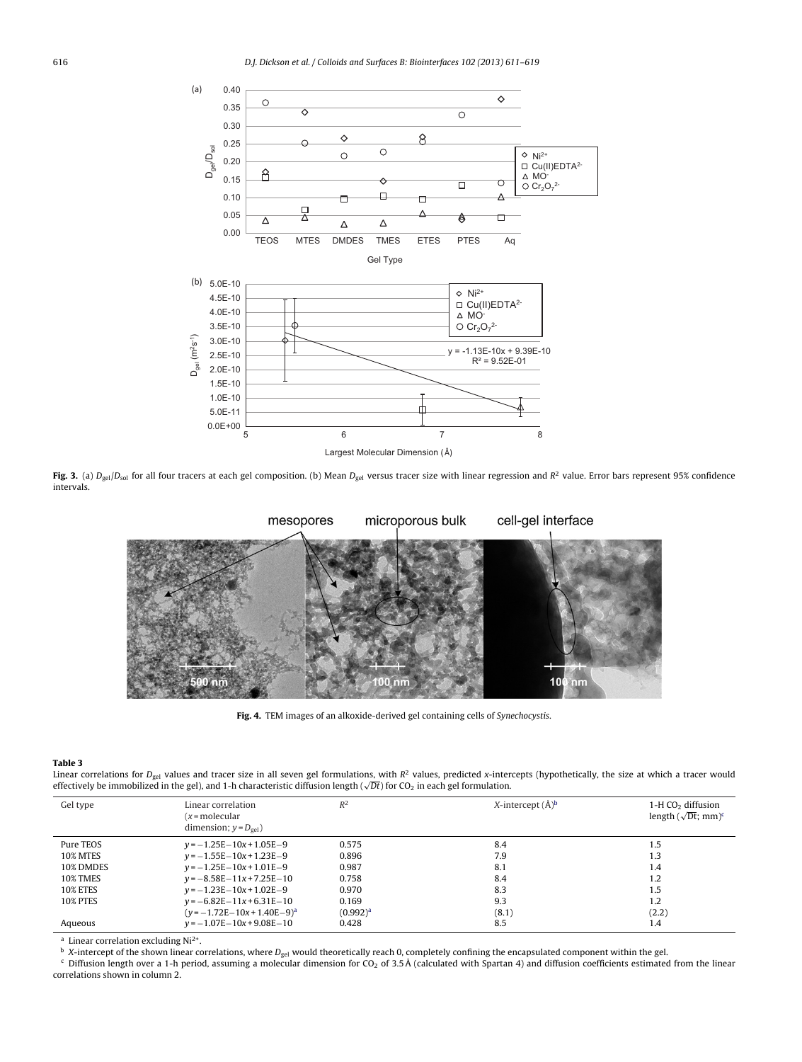**Fig. 3.** (a) $D_{gel}/D_{sol}$ for all four tracers at each gel composition. (b) Mean $D_{gel}$ versus tracer size with linear regression and $R^2$ value. Error bars represent 95% confidence intervals.

**Fig. 4.** TEM images of an alkoxide-derived gel containing cells of *Synechocystis*.

**Table 3**
Linear correlations for $D_{gel}$ values and tracer size in all seven gel formulations, with $R^2$ values, predicted *x*-intercepts (hypothetically, the size at which a tracer would effectively be immobilized in the gel), and 1-h characteristic diffusion length ($\sqrt{Dt}$) for $CO_2$ in each gel formulation.

| Gel type | Linear correlation ($x$ = molecular dimension; $y = D_{gel}$) | $R^2$ | *X*-intercept (Å)[b] | 1-H $CO_2$ diffusion length ($\sqrt{Dt}$; mm)[c] |
|---|---|---|---|---|
| Pure TEOS | $y = -1.25E-10x + 1.05E-9$ | 0.575 | 8.4 | 1.5 |
| 10% MTES | $y = -1.55E-10x + 1.23E-9$ | 0.896 | 7.9 | 1.3 |
| 10% DMDES | $y = -1.25E-10x + 1.01E-9$ | 0.987 | 8.1 | 1.4 |
| 10% TMES | $y = -8.58E-11x + 7.25E-10$ | 0.758 | 8.4 | 1.2 |
| 10% ETES | $y = -1.23E-10x + 1.02E-9$ | 0.970 | 8.3 | 1.5 |
| 10% PTES | $y = -6.82E-11x + 6.31E-10$ | 0.169 | 9.3 | 1.2 |
| | ($y = -1.72E-10x + 1.40E-9$)[a] | (0.992)[a] | (8.1) | (2.2) |
| Aqueous | $y = -1.07E-10x + 9.08E-10$ | 0.428 | 8.5 | 1.4 |

[a] Linear correlation excluding $Ni^{2+}$.

[b] *X*-intercept of the shown linear correlations, where $D_{gel}$ would theoretically reach 0, completely confining the encapsulated component within the gel.

[c] Diffusion length over a 1-h period, assuming a molecular dimension for $CO_2$ of 3.5 Å (calculated with Spartan 4) and diffusion coefficients estimated from the linear correlations shown in column 2.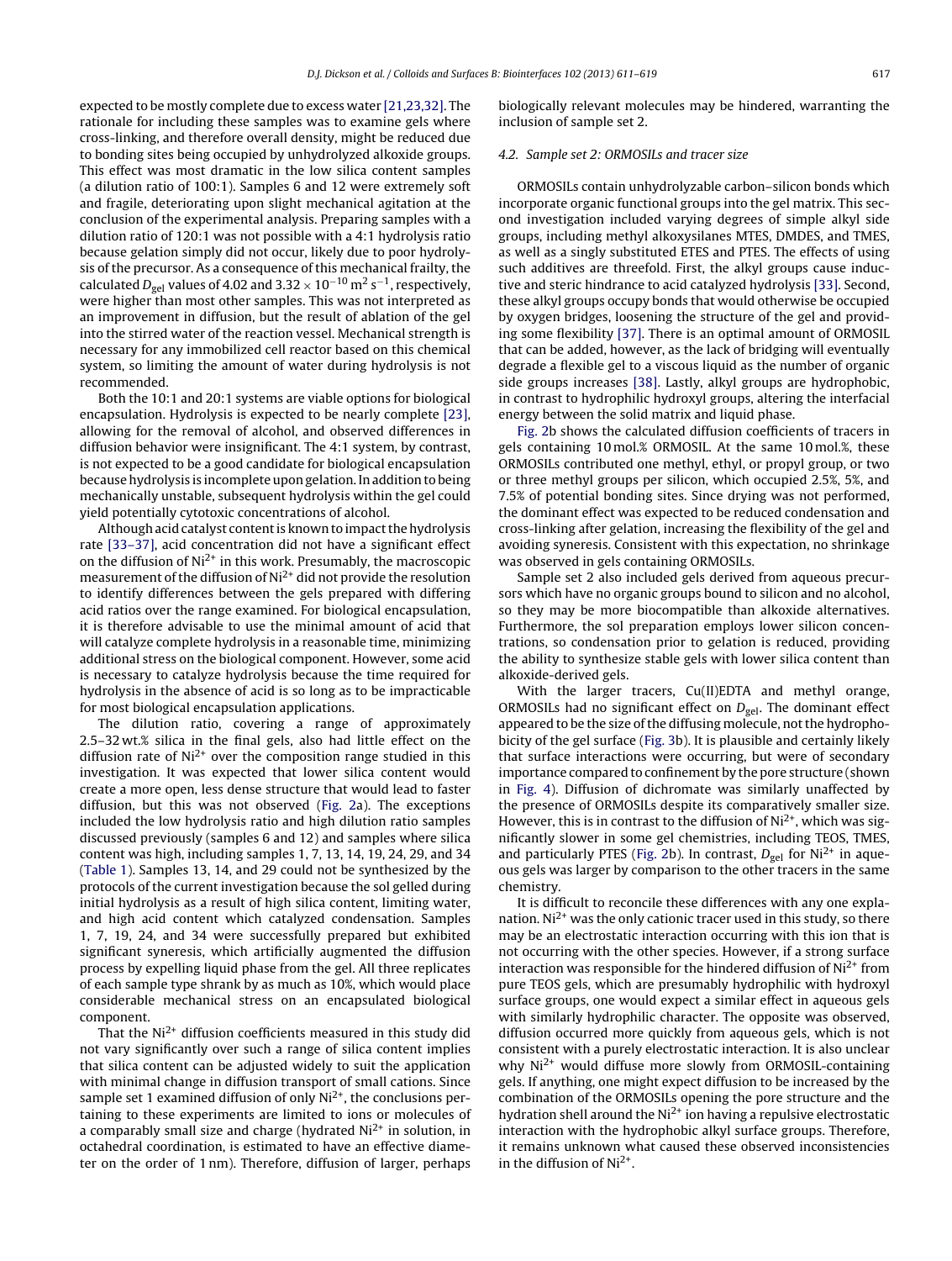expected to be mostly complete due to excess water [21,23,32]. The rationale for including these samples was to examine gels where cross-linking, and therefore overall density, might be reduced due to bonding sites being occupied by unhydrolyzed alkoxide groups. This effect was most dramatic in the low silica content samples (a dilution ratio of 100:1). Samples 6 and 12 were extremely soft and fragile, deteriorating upon slight mechanical agitation at the conclusion of the experimental analysis. Preparing samples with a dilution ratio of 120:1 was not possible with a 4:1 hydrolysis ratio because gelation simply did not occur, likely due to poor hydrolysis of the precursor. As a consequence of this mechanical frailty, the calculated $D_{gel}$ values of 4.02 and $3.32 \times 10^{-10}$ m$^2$ s$^{-1}$, respectively, were higher than most other samples. This was not interpreted as an improvement in diffusion, but the result of ablation of the gel into the stirred water of the reaction vessel. Mechanical strength is necessary for any immobilized cell reactor based on this chemical system, so limiting the amount of water during hydrolysis is not recommended.

Both the 10:1 and 20:1 systems are viable options for biological encapsulation. Hydrolysis is expected to be nearly complete [23], allowing for the removal of alcohol, and observed differences in diffusion behavior were insignificant. The 4:1 system, by contrast, is not expected to be a good candidate for biological encapsulation because hydrolysis is incomplete upon gelation. In addition to being mechanically unstable, subsequent hydrolysis within the gel could yield potentially cytotoxic concentrations of alcohol.

Although acid catalyst content is known to impact the hydrolysis rate [33–37], acid concentration did not have a significant effect on the diffusion of $Ni^{2+}$ in this work. Presumably, the macroscopic measurement of the diffusion of $Ni^{2+}$ did not provide the resolution to identify differences between the gels prepared with differing acid ratios over the range examined. For biological encapsulation, it is therefore advisable to use the minimal amount of acid that will catalyze complete hydrolysis in a reasonable time, minimizing additional stress on the biological component. However, some acid is necessary to catalyze hydrolysis because the time required for hydrolysis in the absence of acid is so long as to be impracticable for most biological encapsulation applications.

The dilution ratio, covering a range of approximately 2.5–32 wt.% silica in the final gels, also had little effect on the diffusion rate of $Ni^{2+}$ over the composition range studied in this investigation. It was expected that lower silica content would create a more open, less dense structure that would lead to faster diffusion, but this was not observed (Fig. 2a). The exceptions included the low hydrolysis ratio and high dilution ratio samples discussed previously (samples 6 and 12) and samples where silica content was high, including samples 1, 7, 13, 14, 19, 24, 29, and 34 (Table 1). Samples 13, 14, and 29 could not be synthesized by the protocols of the current investigation because the sol gelled during initial hydrolysis as a result of high silica content, limiting water, and high acid content which catalyzed condensation. Samples 1, 7, 19, 24, and 34 were successfully prepared but exhibited significant syneresis, which artificially augmented the diffusion process by expelling liquid phase from the gel. All three replicates of each sample type shrank by as much as 10%, which would place considerable mechanical stress on an encapsulated biological component.

That the $Ni^{2+}$ diffusion coefficients measured in this study did not vary significantly over such a range of silica content implies that silica content can be adjusted widely to suit the application with minimal change in diffusion transport of small cations. Since sample set 1 examined diffusion of only $Ni^{2+}$, the conclusions pertaining to these experiments are limited to ions or molecules of a comparably small size and charge (hydrated $Ni^{2+}$ in solution, in octahedral coordination, is estimated to have an effective diameter on the order of 1 nm). Therefore, diffusion of larger, perhaps biologically relevant molecules may be hindered, warranting the inclusion of sample set 2.

### 4.2. Sample set 2: ORMOSILs and tracer size

ORMOSILs contain unhydrolyzable carbon–silicon bonds which incorporate organic functional groups into the gel matrix. This second investigation included varying degrees of simple alkyl side groups, including methyl alkoxysilanes MTES, DMDES, and TMES, as well as a singly substituted ETES and PTES. The effects of using such additives are threefold. First, the alkyl groups cause inductive and steric hindrance to acid catalyzed hydrolysis [33]. Second, these alkyl groups occupy bonds that would otherwise be occupied by oxygen bridges, loosening the structure of the gel and providing some flexibility [37]. There is an optimal amount of ORMOSIL that can be added, however, as the lack of bridging will eventually degrade a flexible gel to a viscous liquid as the number of organic side groups increases [38]. Lastly, alkyl groups are hydrophobic, in contrast to hydrophilic hydroxyl groups, altering the interfacial energy between the solid matrix and liquid phase.

Fig. 2b shows the calculated diffusion coefficients of tracers in gels containing 10 mol.% ORMOSIL. At the same 10 mol.%, these ORMOSILs contributed one methyl, ethyl, or propyl group, or two or three methyl groups per silicon, which occupied 2.5%, 5%, and 7.5% of potential bonding sites. Since drying was not performed, the dominant effect was expected to be reduced condensation and cross-linking after gelation, increasing the flexibility of the gel and avoiding syneresis. Consistent with this expectation, no shrinkage was observed in gels containing ORMOSILs.

Sample set 2 also included gels derived from aqueous precursors which have no organic groups bound to silicon and no alcohol, so they may be more biocompatible than alkoxide alternatives. Furthermore, the sol preparation employs lower silicon concentrations, so condensation prior to gelation is reduced, providing the ability to synthesize stable gels with lower silica content than alkoxide-derived gels.

With the larger tracers, Cu(II)EDTA and methyl orange, ORMOSILs had no significant effect on $D_{gel}$. The dominant effect appeared to be the size of the diffusing molecule, not the hydrophobicity of the gel surface (Fig. 3b). It is plausible and certainly likely that surface interactions were occurring, but were of secondary importance compared to confinement by the pore structure (shown in Fig. 4). Diffusion of dichromate was similarly unaffected by the presence of ORMOSILs despite its comparatively smaller size. However, this is in contrast to the diffusion of $Ni^{2+}$, which was significantly slower in some gel chemistries, including TEOS, TMES, and particularly PTES (Fig. 2b). In contrast, $D_{gel}$ for $Ni^{2+}$ in aqueous gels was larger by comparison to the other tracers in the same chemistry.

It is difficult to reconcile these differences with any one explanation. $Ni^{2+}$ was the only cationic tracer used in this study, so there may be an electrostatic interaction occurring with this ion that is not occurring with the other species. However, if a strong surface interaction was responsible for the hindered diffusion of $Ni^{2+}$ from pure TEOS gels, which are presumably hydrophilic with hydroxyl surface groups, one would expect a similar effect in aqueous gels with similarly hydrophilic character. The opposite was observed, diffusion occurred more quickly from aqueous gels, which is not consistent with a purely electrostatic interaction. It is also unclear why $Ni^{2+}$ would diffuse more slowly from ORMOSIL-containing gels. If anything, one might expect diffusion to be increased by the combination of the ORMOSILs opening the pore structure and the hydration shell around the $Ni^{2+}$ ion having a repulsive electrostatic interaction with the hydrophobic alkyl surface groups. Therefore, it remains unknown what caused these observed inconsistencies in the diffusion of $Ni^{2+}$.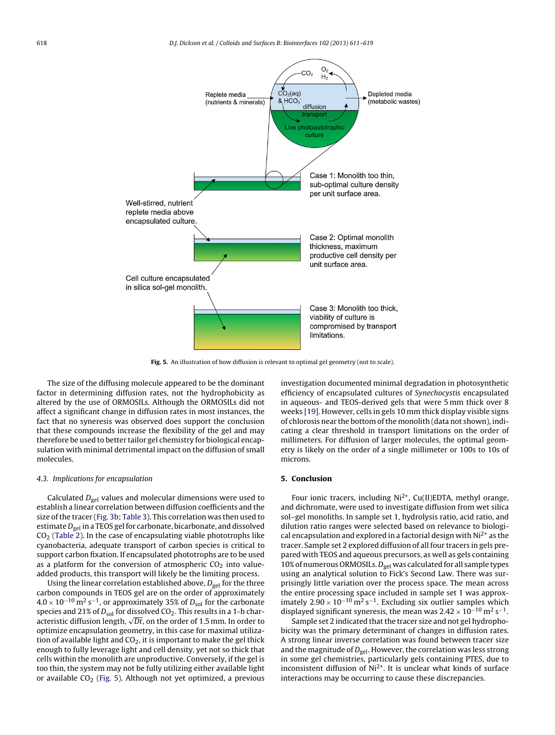Fig. 5. An illustration of how diffusion is relevant to optimal gel geometry (not to scale).

The size of the diffusing molecule appeared to be the dominant factor in determining diffusion rates, not the hydrophobicity as altered by the use of ORMOSILs. Although the ORMOSILs did not affect a significant change in diffusion rates in most instances, the fact that no syneresis was observed does support the conclusion that these compounds increase the flexibility of the gel and may therefore be used to better tailor gel chemistry for biological encapsulation with minimal detrimental impact on the diffusion of small molecules.

### 4.3. Implications for encapsulation

Calculated $D_{gel}$ values and molecular dimensions were used to establish a linear correlation between diffusion coefficients and the size of the tracer (Fig. 3b; Table 3). This correlation was then used to estimate $D_{gel}$ in a TEOS gel for carbonate, bicarbonate, and dissolved $CO_2$ (Table 2). In the case of encapsulating viable phototrophs like cyanobacteria, adequate transport of carbon species is critical to support carbon fixation. If encapsulated phototrophs are to be used as a platform for the conversion of atmospheric $CO_2$ into value-added products, this transport will likely be the limiting process.

Using the linear correlation established above, $D_{gel}$ for the three carbon compounds in TEOS gel are on the order of approximately $4.0 \times 10^{-10}\,m^2\,s^{-1}$, or approximately 35% of $D_{sol}$ for the carbonate species and 21% of $D_{sol}$ for dissolved $CO_2$. This results in a 1-h characteristic diffusion length, $\sqrt{Dt}$, on the order of 1.5 mm. In order to optimize encapsulation geometry, in this case for maximal utilization of available light and $CO_2$, it is important to make the gel thick enough to fully leverage light and cell density, yet not so thick that cells within the monolith are unproductive. Conversely, if the gel is too thin, the system may not be fully utilizing either available light or available $CO_2$ (Fig. 5). Although not yet optimized, a previous investigation documented minimal degradation in photosynthetic efficiency of encapsulated cultures of *Synechocystis* encapsulated in aqueous- and TEOS-derived gels that were 5 mm thick over 8 weeks [19]. However, cells in gels 10 mm thick display visible signs of chlorosis near the bottom of the monolith (data not shown), indicating a clear threshold in transport limitations on the order of millimeters. For diffusion of larger molecules, the optimal geometry is likely on the order of a single millimeter or 100s to 10s of microns.

## 5. Conclusion

Four ionic tracers, including $Ni^{2+}$, Cu(II)EDTA, methyl orange, and dichromate, were used to investigate diffusion from wet silica sol–gel monoliths. In sample set 1, hydrolysis ratio, acid ratio, and dilution ratio ranges were selected based on relevance to biological encapsulation and explored in a factorial design with $Ni^{2+}$ as the tracer. Sample set 2 explored diffusion of all four tracers in gels prepared with TEOS and aqueous precursors, as well as gels containing 10% of numerous ORMOSILs. $D_{gel}$ was calculated for all sample types using an analytical solution to Fick's Second Law. There was surprisingly little variation over the process space. The mean across the entire processing space included in sample set 1 was approximately $2.90 \times 10^{-10}\,m^2\,s^{-1}$. Excluding six outlier samples which displayed significant syneresis, the mean was $2.42 \times 10^{-10}\,m^2\,s^{-1}$.

Sample set 2 indicated that the tracer size and not gel hydrophobicity was the primary determinant of changes in diffusion rates. A strong linear inverse correlation was found between tracer size and the magnitude of $D_{gel}$. However, the correlation was less strong in some gel chemistries, particularly gels containing PTES, due to inconsistent diffusion of $Ni^{2+}$. It is unclear what kinds of surface interactions may be occurring to cause these discrepancies.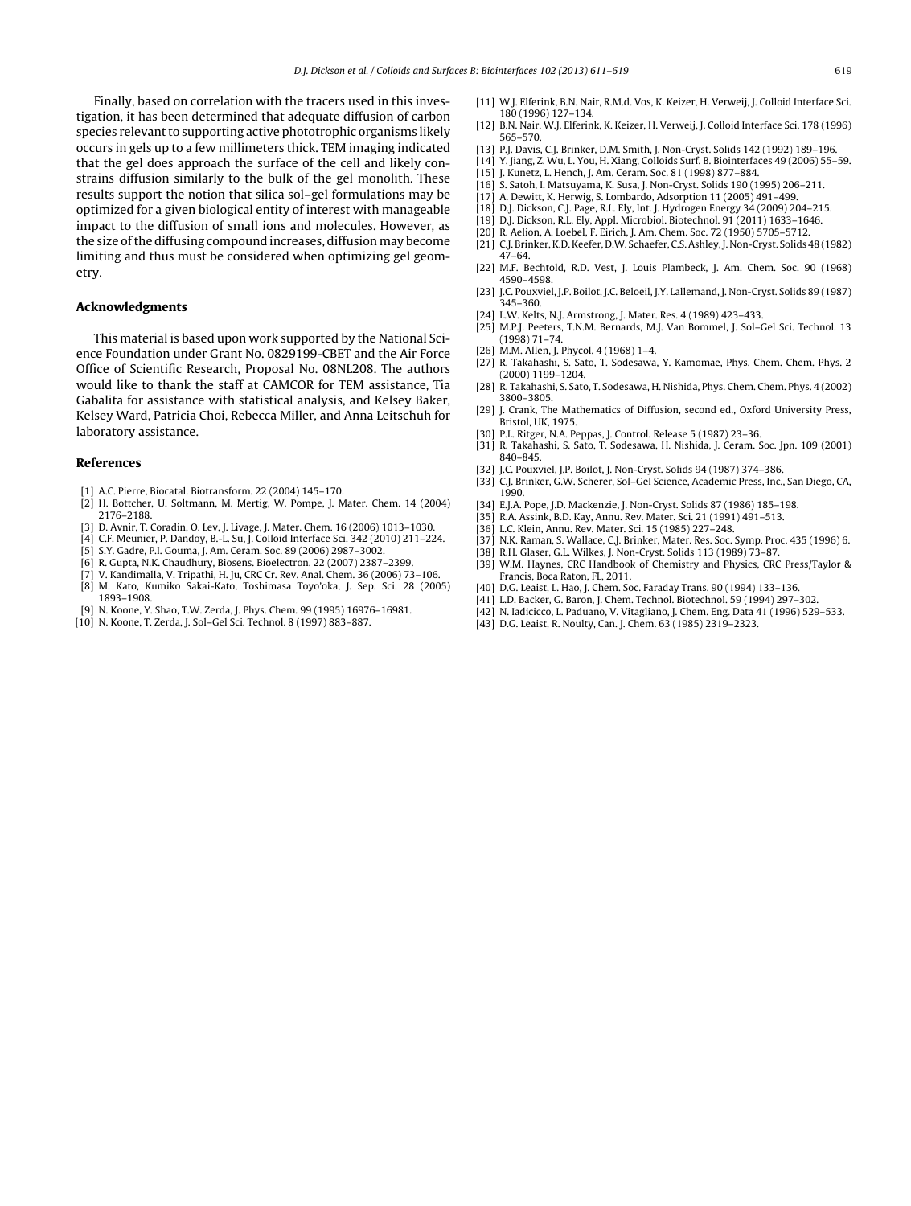Finally, based on correlation with the tracers used in this investigation, it has been determined that adequate diffusion of carbon species relevant to supporting active phototrophic organisms likely occurs in gels up to a few millimeters thick. TEM imaging indicated that the gel does approach the surface of the cell and likely constrains diffusion similarly to the bulk of the gel monolith. These results support the notion that silica sol–gel formulations may be optimized for a given biological entity of interest with manageable impact to the diffusion of small ions and molecules. However, as the size of the diffusing compound increases, diffusion may become limiting and thus must be considered when optimizing gel geometry.

## Acknowledgments

This material is based upon work supported by the National Science Foundation under Grant No. 0829199-CBET and the Air Force Office of Scientific Research, Proposal No. 08NL208. The authors would like to thank the staff at CAMCOR for TEM assistance, Tia Gabalita for assistance with statistical analysis, and Kelsey Baker, Kelsey Ward, Patricia Choi, Rebecca Miller, and Anna Leitschuh for laboratory assistance.

## References

[1] A.C. Pierre, Biocatal. Biotransform. 22 (2004) 145–170.
[2] H. Bottcher, U. Soltmann, M. Mertig, W. Pompe, J. Mater. Chem. 14 (2004) 2176–2188.
[3] D. Avnir, T. Coradin, O. Lev, J. Livage, J. Mater. Chem. 16 (2006) 1013–1030.
[4] C.F. Meunier, P. Dandoy, B.-L. Su, J. Colloid Interface Sci. 342 (2010) 211–224.
[5] S.Y. Gadre, P.I. Gouma, J. Am. Ceram. Soc. 89 (2006) 2987–3002.
[6] R. Gupta, N.K. Chaudhury, Biosens. Bioelectron. 22 (2007) 2387–2399.
[7] V. Kandimalla, V. Tripathi, H. Ju, CRC Cr. Rev. Anal. Chem. 36 (2006) 73–106.
[8] M. Kato, Kumiko Sakai-Kato, Toshimasa Toyo'oka, J. Sep. Sci. 28 (2005) 1893–1908.
[9] N. Koone, Y. Shao, T.W. Zerda, J. Phys. Chem. 99 (1995) 16976–16981.
[10] N. Koone, T. Zerda, J. Sol–Gel Sci. Technol. 8 (1997) 883–887.
[11] W.J. Elferink, B.N. Nair, R.M.d. Vos, K. Keizer, H. Verweij, J. Colloid Interface Sci. 180 (1996) 127–134.
[12] B.N. Nair, W.J. Elferink, K. Keizer, H. Verweij, J. Colloid Interface Sci. 178 (1996) 565–570.
[13] P.J. Davis, C.J. Brinker, D.M. Smith, J. Non-Cryst. Solids 142 (1992) 189–196.
[14] Y. Jiang, Z. Wu, L. You, H. Xiang, Colloids Surf. B. Biointerfaces 49 (2006) 55–59.
[15] J. Kunetz, L. Hench, J. Am. Ceram. Soc. 81 (1998) 877–884.
[16] S. Satoh, I. Matsuyama, K. Susa, J. Non-Cryst. Solids 190 (1995) 206–211.
[17] A. Dewitt, K. Herwig, S. Lombardo, Adsorption 11 (2005) 491–499.
[18] D.J. Dickson, C.J. Page, R.L. Ely, Int. J. Hydrogen Energy 34 (2009) 204–215.
[19] D.J. Dickson, R.L. Ely, Appl. Microbiol. Biotechnol. 91 (2011) 1633–1646.
[20] R. Aelion, A. Loebel, F. Eirich, J. Am. Chem. Soc. 72 (1950) 5705–5712.
[21] C.J. Brinker, K.D. Keefer, D.W. Schaefer, C.S. Ashley, J. Non-Cryst. Solids 48 (1982) 47–64.
[22] M.F. Bechtold, R.D. Vest, J. Louis Plambeck, J. Am. Chem. Soc. 90 (1968) 4590–4598.
[23] J.C. Pouxviel, J.P. Boilot, J.C. Beloeil, J.Y. Lallemand, J. Non-Cryst. Solids 89 (1987) 345–360.
[24] L.W. Kelts, N.J. Armstrong, J. Mater. Res. 4 (1989) 423–433.
[25] M.P.J. Peeters, T.N.M. Bernards, M.J. Van Bommel, J. Sol–Gel Sci. Technol. 13 (1998) 71–74.
[26] M.M. Allen, J. Phycol. 4 (1968) 1–4.
[27] R. Takahashi, S. Sato, T. Sodesawa, Y. Kamomae, Phys. Chem. Chem. Phys. 2 (2000) 1199–1204.
[28] R. Takahashi, S. Sato, T. Sodesawa, H. Nishida, Phys. Chem. Chem. Phys. 4 (2002) 3800–3805.
[29] J. Crank, The Mathematics of Diffusion, second ed., Oxford University Press, Bristol, UK, 1975.
[30] P.L. Ritger, N.A. Peppas, J. Control. Release 5 (1987) 23–36.
[31] R. Takahashi, S. Sato, T. Sodesawa, H. Nishida, J. Ceram. Soc. Jpn. 109 (2001) 840–845.
[32] J.C. Pouxviel, J.P. Boilot, J. Non-Cryst. Solids 94 (1987) 374–386.
[33] C.J. Brinker, G.W. Scherer, Sol–Gel Science, Academic Press, Inc., San Diego, CA, 1990.
[34] E.J.A. Pope, J.D. Mackenzie, J. Non-Cryst. Solids 87 (1986) 185–198.
[35] R.A. Assink, B.D. Kay, Annu. Rev. Mater. Sci. 21 (1991) 491–513.
[36] L.C. Klein, Annu. Rev. Mater. Sci. 15 (1985) 227–248.
[37] N.K. Raman, S. Wallace, C.J. Brinker, Mater. Res. Soc. Symp. Proc. 435 (1996) 6.
[38] R.H. Glaser, G.L. Wilkes, J. Non-Cryst. Solids 113 (1989) 73–87.
[39] W.M. Haynes, CRC Handbook of Chemistry and Physics, CRC Press/Taylor & Francis, Boca Raton, FL, 2011.
[40] D.G. Leaist, L. Hao, J. Chem. Soc. Faraday Trans. 90 (1994) 133–136.
[41] L.D. Backer, G. Baron, J. Chem. Technol. Biotechnol. 59 (1994) 297–302.
[42] N. Iadicicco, L. Paduano, V. Vitagliano, J. Chem. Eng. Data 41 (1996) 529–533.
[43] D.G. Leaist, R. Noulty, Can. J. Chem. 63 (1985) 2319–2323.